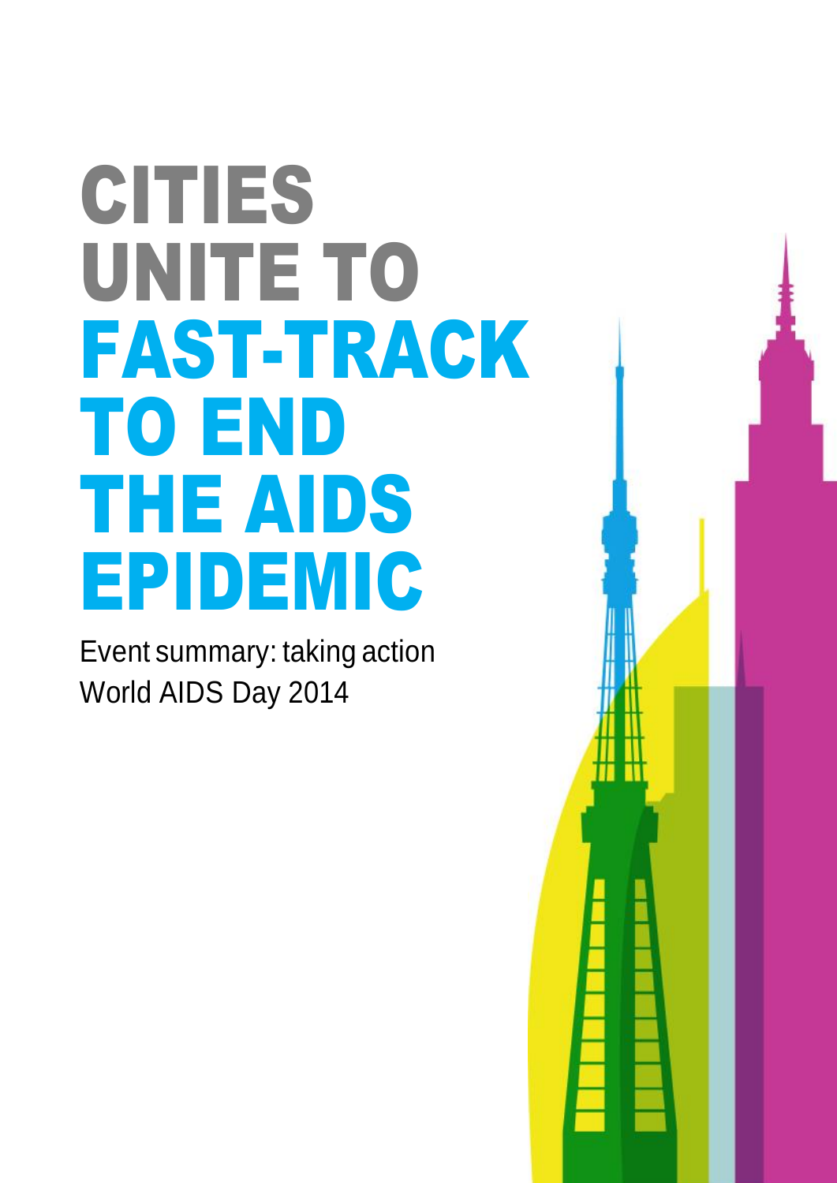# CITIES UNITE TO FAST-TRACK TO END THE AIDS EPIDEMIC

Event summary: taking action
World AIDS Day 2014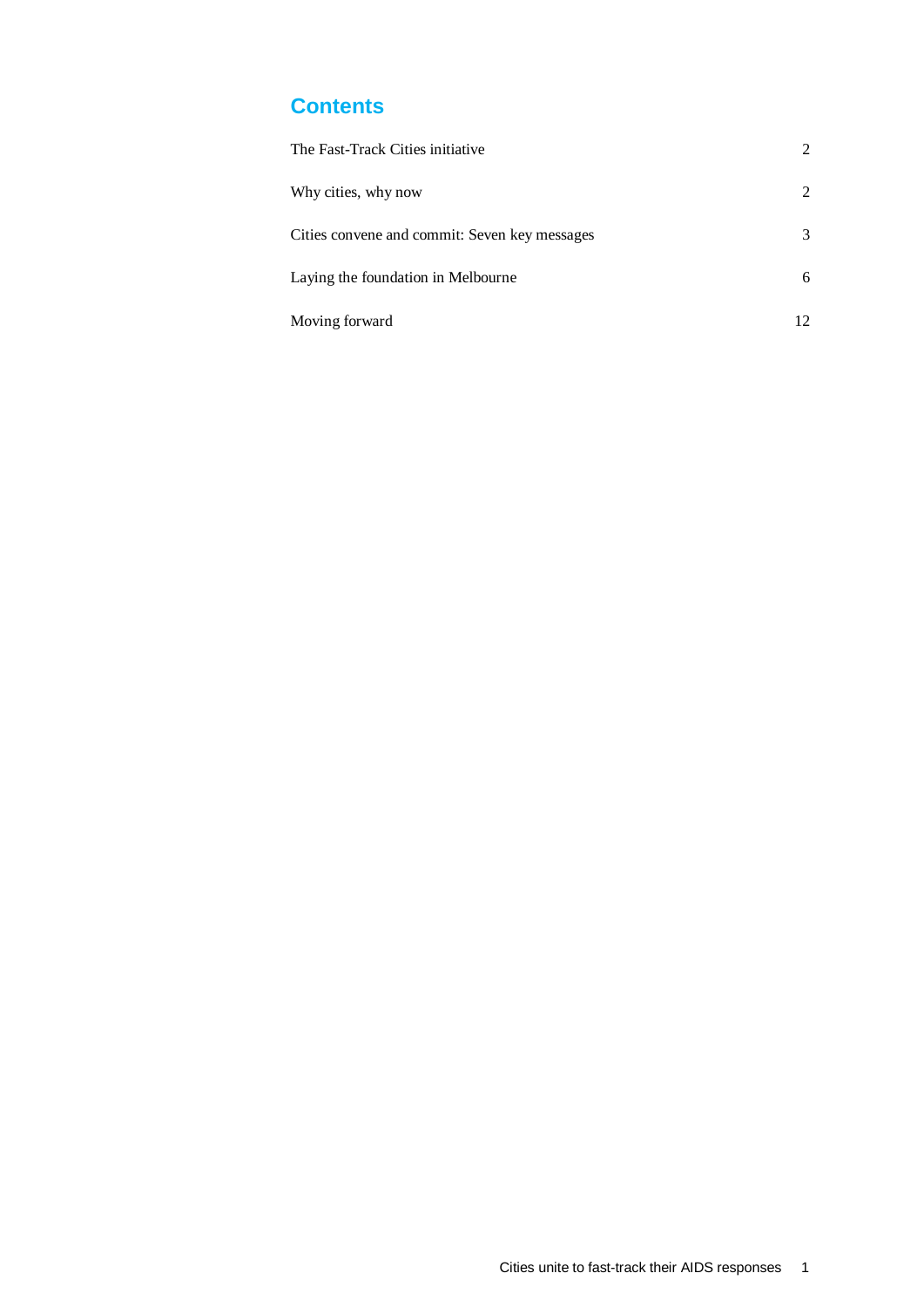## Contents

| | |
|---|---|
| The Fast-Track Cities initiative | 2 |
| Why cities, why now | 2 |
| Cities convene and commit: Seven key messages | 3 |
| Laying the foundation in Melbourne | 6 |
| Moving forward | 12 |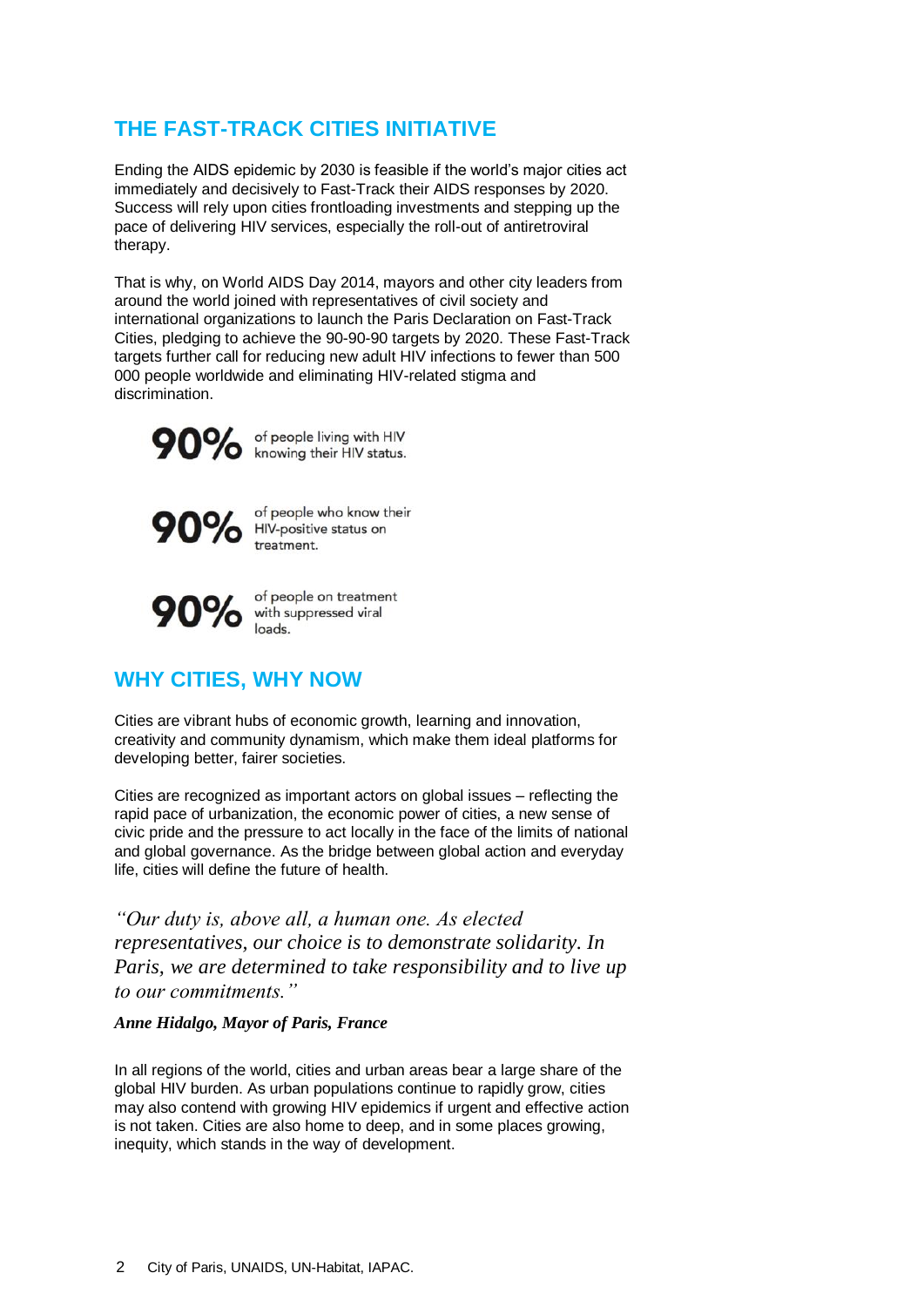## THE FAST-TRACK CITIES INITIATIVE

Ending the AIDS epidemic by 2030 is feasible if the world's major cities act immediately and decisively to Fast-Track their AIDS responses by 2020. Success will rely upon cities frontloading investments and stepping up the pace of delivering HIV services, especially the roll-out of antiretroviral therapy.

That is why, on World AIDS Day 2014, mayors and other city leaders from around the world joined with representatives of civil society and international organizations to launch the Paris Declaration on Fast-Track Cities, pledging to achieve the 90-90-90 targets by 2020. These Fast-Track targets further call for reducing new adult HIV infections to fewer than 500 000 people worldwide and eliminating HIV-related stigma and discrimination.

**90%** of people living with HIV knowing their HIV status.

**90%** of people who know their HIV-positive status on treatment.

**90%** of people on treatment with suppressed viral loads.

## WHY CITIES, WHY NOW

Cities are vibrant hubs of economic growth, learning and innovation, creativity and community dynamism, which make them ideal platforms for developing better, fairer societies.

Cities are recognized as important actors on global issues – reflecting the rapid pace of urbanization, the economic power of cities, a new sense of civic pride and the pressure to act locally in the face of the limits of national and global governance. As the bridge between global action and everyday life, cities will define the future of health.

*"Our duty is, above all, a human one. As elected representatives, our choice is to demonstrate solidarity. In Paris, we are determined to take responsibility and to live up to our commitments."*

***Anne Hidalgo, Mayor of Paris, France***

In all regions of the world, cities and urban areas bear a large share of the global HIV burden. As urban populations continue to rapidly grow, cities may also contend with growing HIV epidemics if urgent and effective action is not taken. Cities are also home to deep, and in some places growing, inequity, which stands in the way of development.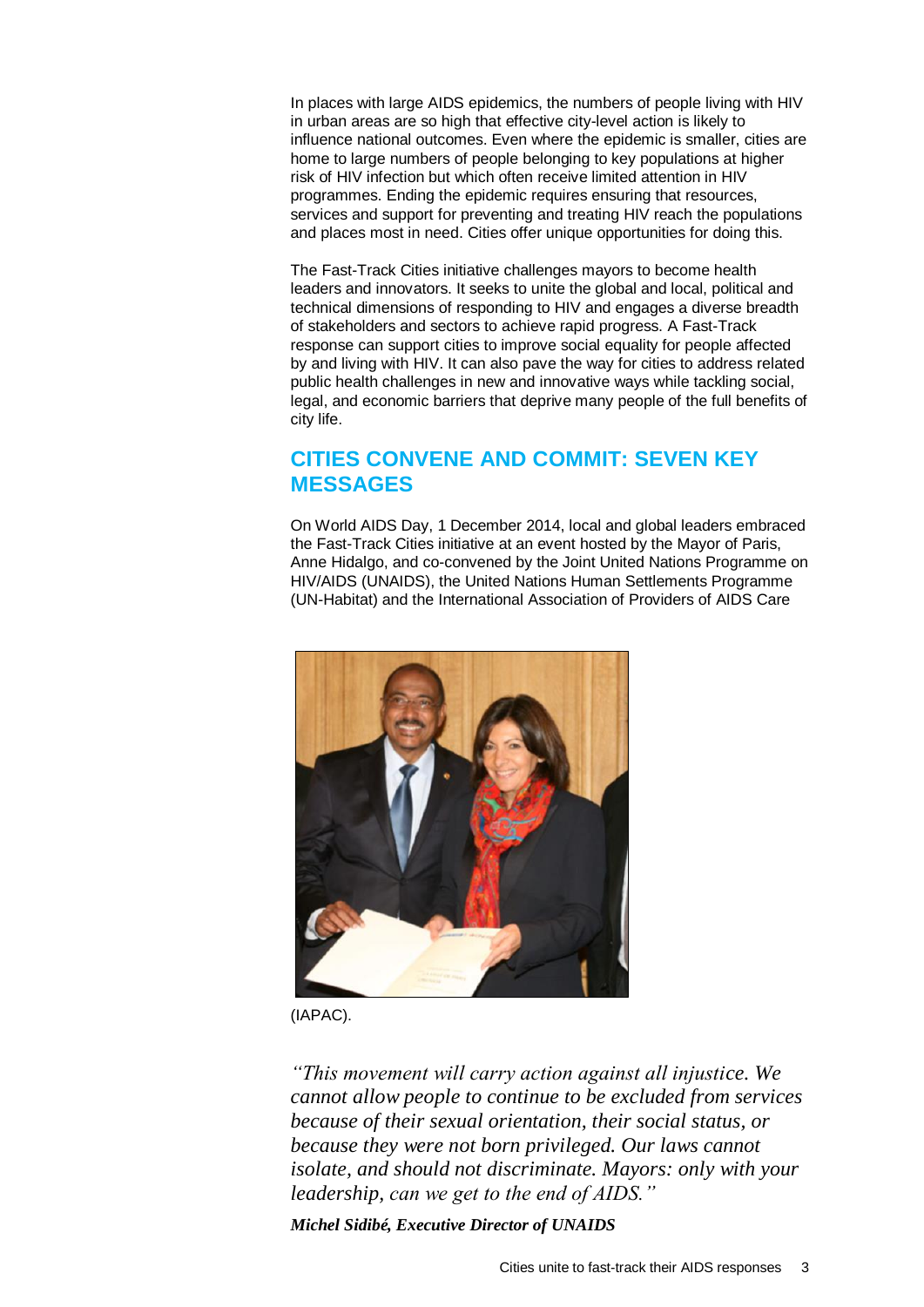In places with large AIDS epidemics, the numbers of people living with HIV in urban areas are so high that effective city-level action is likely to influence national outcomes. Even where the epidemic is smaller, cities are home to large numbers of people belonging to key populations at higher risk of HIV infection but which often receive limited attention in HIV programmes. Ending the epidemic requires ensuring that resources, services and support for preventing and treating HIV reach the populations and places most in need. Cities offer unique opportunities for doing this.

The Fast-Track Cities initiative challenges mayors to become health leaders and innovators. It seeks to unite the global and local, political and technical dimensions of responding to HIV and engages a diverse breadth of stakeholders and sectors to achieve rapid progress. A Fast-Track response can support cities to improve social equality for people affected by and living with HIV. It can also pave the way for cities to address related public health challenges in new and innovative ways while tackling social, legal, and economic barriers that deprive many people of the full benefits of city life.

## CITIES CONVENE AND COMMIT: SEVEN KEY MESSAGES

On World AIDS Day, 1 December 2014, local and global leaders embraced the Fast-Track Cities initiative at an event hosted by the Mayor of Paris, Anne Hidalgo, and co-convened by the Joint United Nations Programme on HIV/AIDS (UNAIDS), the United Nations Human Settlements Programme (UN-Habitat) and the International Association of Providers of AIDS Care (IAPAC).

*"This movement will carry action against all injustice. We cannot allow people to continue to be excluded from services because of their sexual orientation, their social status, or because they were not born privileged. Our laws cannot isolate, and should not discriminate. Mayors: only with your leadership, can we get to the end of AIDS."*

***Michel Sidibé, Executive Director of UNAIDS***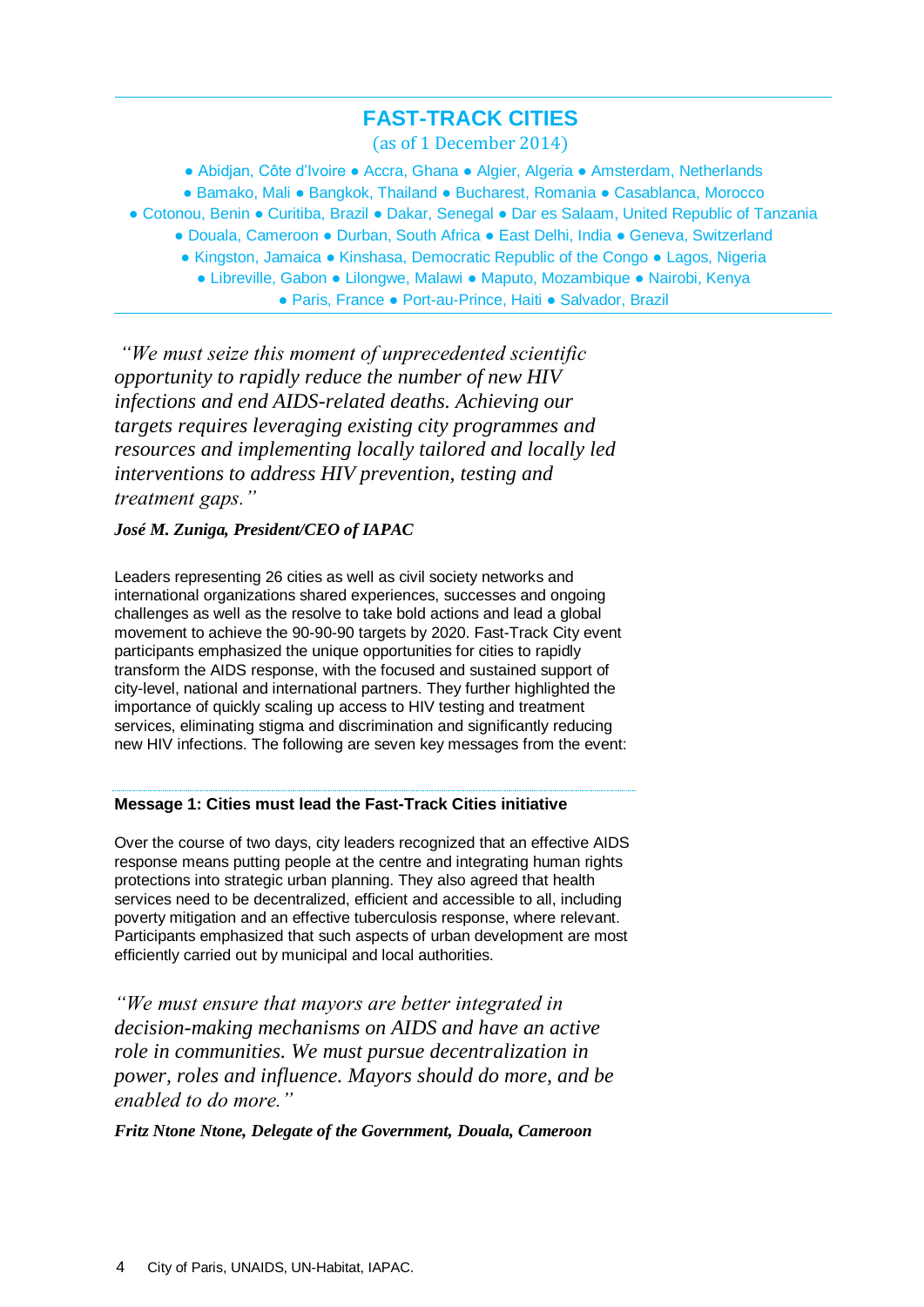## FAST-TRACK CITIES

(as of 1 December 2014)

● Abidjan, Côte d'Ivoire ● Accra, Ghana ● Algier, Algeria ● Amsterdam, Netherlands ● Bamako, Mali ● Bangkok, Thailand ● Bucharest, Romania ● Casablanca, Morocco ● Cotonou, Benin ● Curitiba, Brazil ● Dakar, Senegal ● Dar es Salaam, United Republic of Tanzania ● Douala, Cameroon ● Durban, South Africa ● East Delhi, India ● Geneva, Switzerland ● Kingston, Jamaica ● Kinshasa, Democratic Republic of the Congo ● Lagos, Nigeria ● Libreville, Gabon ● Lilongwe, Malawi ● Maputo, Mozambique ● Nairobi, Kenya ● Paris, France ● Port-au-Prince, Haiti ● Salvador, Brazil

*"We must seize this moment of unprecedented scientific opportunity to rapidly reduce the number of new HIV infections and end AIDS-related deaths. Achieving our targets requires leveraging existing city programmes and resources and implementing locally tailored and locally led interventions to address HIV prevention, testing and treatment gaps."*

***José M. Zuniga, President/CEO of IAPAC***

Leaders representing 26 cities as well as civil society networks and international organizations shared experiences, successes and ongoing challenges as well as the resolve to take bold actions and lead a global movement to achieve the 90-90-90 targets by 2020. Fast-Track City event participants emphasized the unique opportunities for cities to rapidly transform the AIDS response, with the focused and sustained support of city-level, national and international partners. They further highlighted the importance of quickly scaling up access to HIV testing and treatment services, eliminating stigma and discrimination and significantly reducing new HIV infections. The following are seven key messages from the event:

### Message 1: Cities must lead the Fast-Track Cities initiative

Over the course of two days, city leaders recognized that an effective AIDS response means putting people at the centre and integrating human rights protections into strategic urban planning. They also agreed that health services need to be decentralized, efficient and accessible to all, including poverty mitigation and an effective tuberculosis response, where relevant. Participants emphasized that such aspects of urban development are most efficiently carried out by municipal and local authorities.

*"We must ensure that mayors are better integrated in decision-making mechanisms on AIDS and have an active role in communities. We must pursue decentralization in power, roles and influence. Mayors should do more, and be enabled to do more."*

***Fritz Ntone Ntone, Delegate of the Government, Douala, Cameroon***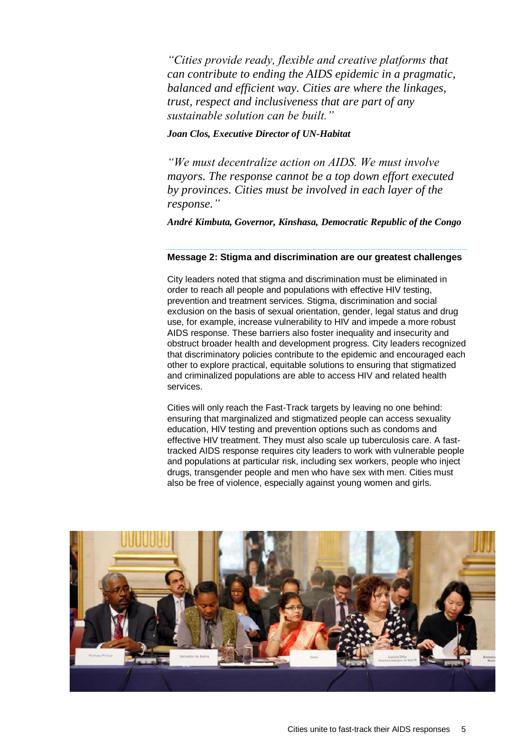*"Cities provide ready, flexible and creative platforms that can contribute to ending the AIDS epidemic in a pragmatic, balanced and efficient way. Cities are where the linkages, trust, respect and inclusiveness that are part of any sustainable solution can be built."*

***Joan Clos, Executive Director of UN-Habitat***

*"We must decentralize action on AIDS. We must involve mayors. The response cannot be a top down effort executed by provinces. Cities must be involved in each layer of the response."*

***André Kimbuta, Governor, Kinshasa, Democratic Republic of the Congo***

**Message 2: Stigma and discrimination are our greatest challenges**

City leaders noted that stigma and discrimination must be eliminated in order to reach all people and populations with effective HIV testing, prevention and treatment services. Stigma, discrimination and social exclusion on the basis of sexual orientation, gender, legal status and drug use, for example, increase vulnerability to HIV and impede a more robust AIDS response. These barriers also foster inequality and insecurity and obstruct broader health and development progress. City leaders recognized that discriminatory policies contribute to the epidemic and encouraged each other to explore practical, equitable solutions to ensuring that stigmatized and criminalized populations are able to access HIV and related health services.

Cities will only reach the Fast-Track targets by leaving no one behind: ensuring that marginalized and stigmatized people can access sexuality education, HIV testing and prevention options such as condoms and effective HIV treatment. They must also scale up tuberculosis care. A fast-tracked AIDS response requires city leaders to work with vulnerable people and populations at particular risk, including sex workers, people who inject drugs, transgender people and men who have sex with men. Cities must also be free of violence, especially against young women and girls.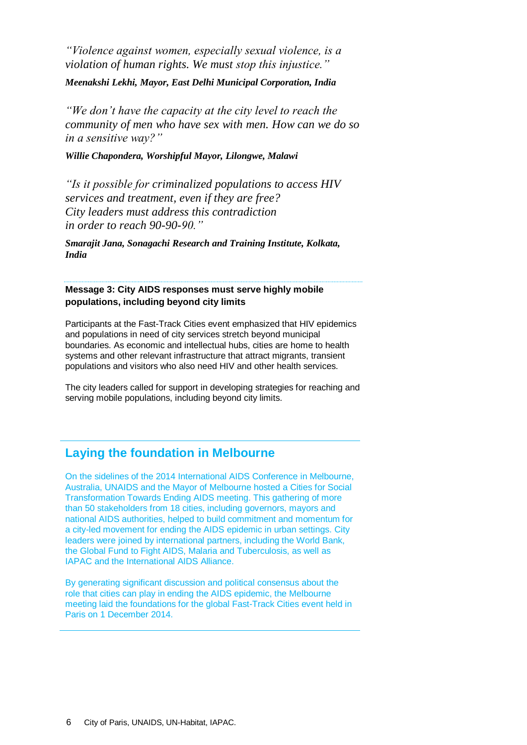*"Violence against women, especially sexual violence, is a violation of human rights. We must stop this injustice."*

***Meenakshi Lekhi, Mayor, East Delhi Municipal Corporation, India***

*"We don't have the capacity at the city level to reach the community of men who have sex with men. How can we do so in a sensitive way?"*

***Willie Chapondera, Worshipful Mayor, Lilongwe, Malawi***

*"Is it possible for criminalized populations to access HIV services and treatment, even if they are free? City leaders must address this contradiction in order to reach 90-90-90."*

***Smarajit Jana, Sonagachi Research and Training Institute, Kolkata, India***

**Message 3: City AIDS responses must serve highly mobile populations, including beyond city limits**

Participants at the Fast-Track Cities event emphasized that HIV epidemics and populations in need of city services stretch beyond municipal boundaries. As economic and intellectual hubs, cities are home to health systems and other relevant infrastructure that attract migrants, transient populations and visitors who also need HIV and other health services.

The city leaders called for support in developing strategies for reaching and serving mobile populations, including beyond city limits.

## Laying the foundation in Melbourne

On the sidelines of the 2014 International AIDS Conference in Melbourne, Australia, UNAIDS and the Mayor of Melbourne hosted a Cities for Social Transformation Towards Ending AIDS meeting. This gathering of more than 50 stakeholders from 18 cities, including governors, mayors and national AIDS authorities, helped to build commitment and momentum for a city-led movement for ending the AIDS epidemic in urban settings. City leaders were joined by international partners, including the World Bank, the Global Fund to Fight AIDS, Malaria and Tuberculosis, as well as IAPAC and the International AIDS Alliance.

By generating significant discussion and political consensus about the role that cities can play in ending the AIDS epidemic, the Melbourne meeting laid the foundations for the global Fast-Track Cities event held in Paris on 1 December 2014.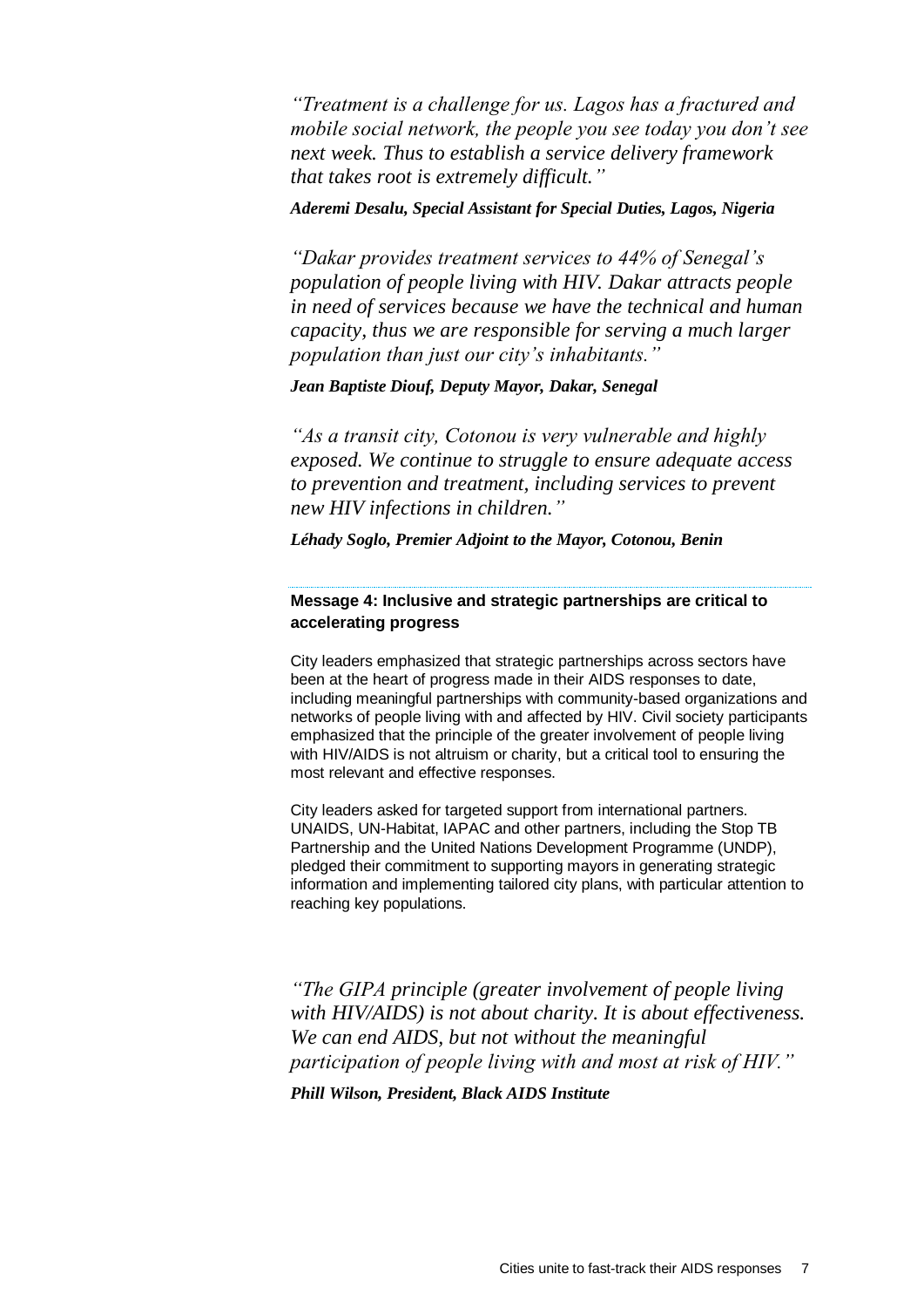*"Treatment is a challenge for us. Lagos has a fractured and mobile social network, the people you see today you don't see next week. Thus to establish a service delivery framework that takes root is extremely difficult."*

***Aderemi Desalu, Special Assistant for Special Duties, Lagos, Nigeria***

*"Dakar provides treatment services to 44% of Senegal's population of people living with HIV. Dakar attracts people in need of services because we have the technical and human capacity, thus we are responsible for serving a much larger population than just our city's inhabitants."*

***Jean Baptiste Diouf, Deputy Mayor, Dakar, Senegal***

*"As a transit city, Cotonou is very vulnerable and highly exposed. We continue to struggle to ensure adequate access to prevention and treatment, including services to prevent new HIV infections in children."*

***Léhady Soglo, Premier Adjoint to the Mayor, Cotonou, Benin***

---

**Message 4: Inclusive and strategic partnerships are critical to accelerating progress**

City leaders emphasized that strategic partnerships across sectors have been at the heart of progress made in their AIDS responses to date, including meaningful partnerships with community-based organizations and networks of people living with and affected by HIV. Civil society participants emphasized that the principle of the greater involvement of people living with HIV/AIDS is not altruism or charity, but a critical tool to ensuring the most relevant and effective responses.

City leaders asked for targeted support from international partners. UNAIDS, UN-Habitat, IAPAC and other partners, including the Stop TB Partnership and the United Nations Development Programme (UNDP), pledged their commitment to supporting mayors in generating strategic information and implementing tailored city plans, with particular attention to reaching key populations.

*"The GIPA principle (greater involvement of people living with HIV/AIDS) is not about charity. It is about effectiveness. We can end AIDS, but not without the meaningful participation of people living with and most at risk of HIV."*

***Phill Wilson, President, Black AIDS Institute***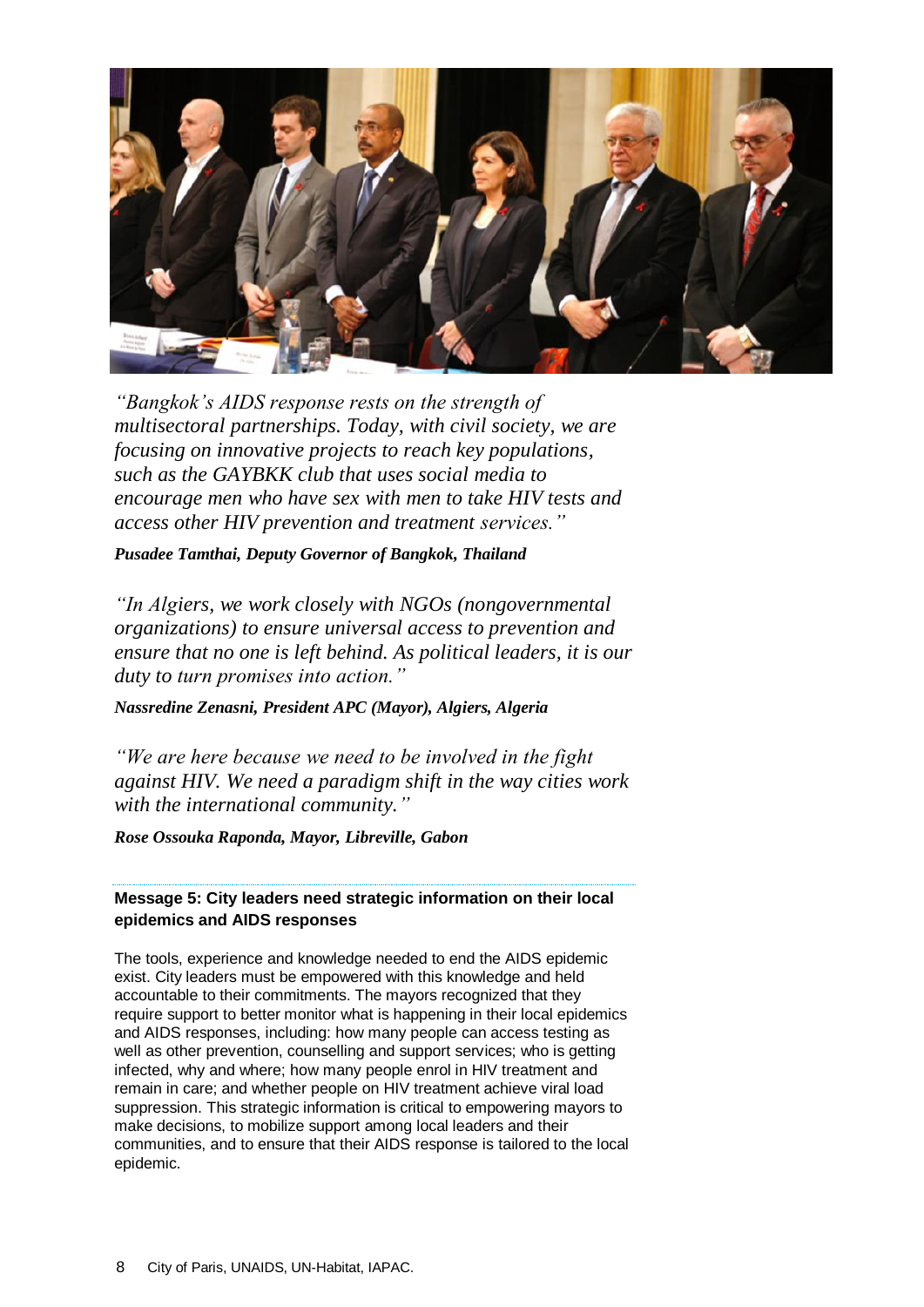*"Bangkok's AIDS response rests on the strength of multisectoral partnerships. Today, with civil society, we are focusing on innovative projects to reach key populations, such as the GAYBKK club that uses social media to encourage men who have sex with men to take HIV tests and access other HIV prevention and treatment services."*

***Pusadee Tamthai, Deputy Governor of Bangkok, Thailand***

*"In Algiers, we work closely with NGOs (nongovernmental organizations) to ensure universal access to prevention and ensure that no one is left behind. As political leaders, it is our duty to turn promises into action."*

***Nassredine Zenasni, President APC (Mayor), Algiers, Algeria***

*"We are here because we need to be involved in the fight against HIV. We need a paradigm shift in the way cities work with the international community."*

***Rose Ossouka Raponda, Mayor, Libreville, Gabon***

**Message 5: City leaders need strategic information on their local epidemics and AIDS responses**

The tools, experience and knowledge needed to end the AIDS epidemic exist. City leaders must be empowered with this knowledge and held accountable to their commitments. The mayors recognized that they require support to better monitor what is happening in their local epidemics and AIDS responses, including: how many people can access testing as well as other prevention, counselling and support services; who is getting infected, why and where; how many people enrol in HIV treatment and remain in care; and whether people on HIV treatment achieve viral load suppression. This strategic information is critical to empowering mayors to make decisions, to mobilize support among local leaders and their communities, and to ensure that their AIDS response is tailored to the local epidemic.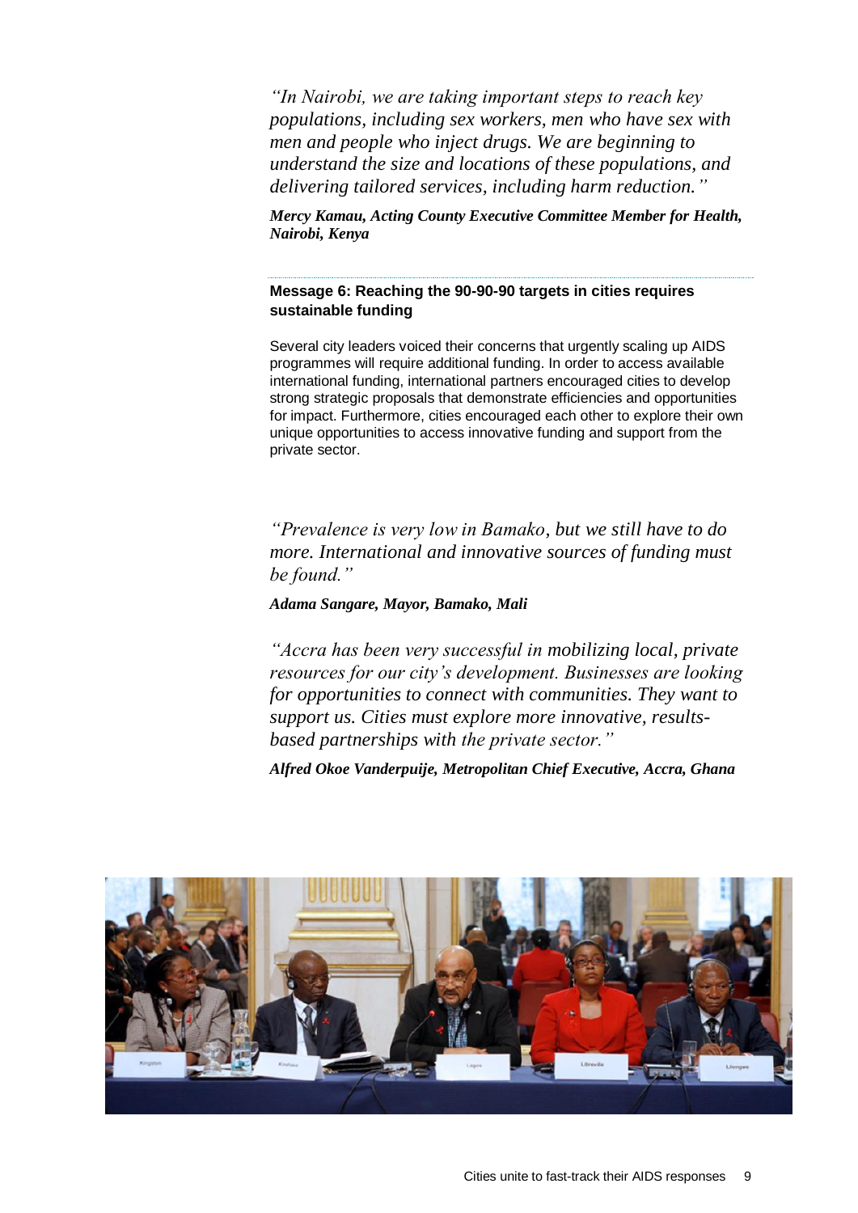*"In Nairobi, we are taking important steps to reach key populations, including sex workers, men who have sex with men and people who inject drugs. We are beginning to understand the size and locations of these populations, and delivering tailored services, including harm reduction."*

***Mercy Kamau, Acting County Executive Committee Member for Health, Nairobi, Kenya***

---

### Message 6: Reaching the 90-90-90 targets in cities requires sustainable funding

Several city leaders voiced their concerns that urgently scaling up AIDS programmes will require additional funding. In order to access available international funding, international partners encouraged cities to develop strong strategic proposals that demonstrate efficiencies and opportunities for impact. Furthermore, cities encouraged each other to explore their own unique opportunities to access innovative funding and support from the private sector.

*"Prevalence is very low in Bamako, but we still have to do more. International and innovative sources of funding must be found."*

***Adama Sangare, Mayor, Bamako, Mali***

*"Accra has been very successful in mobilizing local, private resources for our city's development. Businesses are looking for opportunities to connect with communities. They want to support us. Cities must explore more innovative, results-based partnerships with the private sector."*

***Alfred Okoe Vanderpuije, Metropolitan Chief Executive, Accra, Ghana***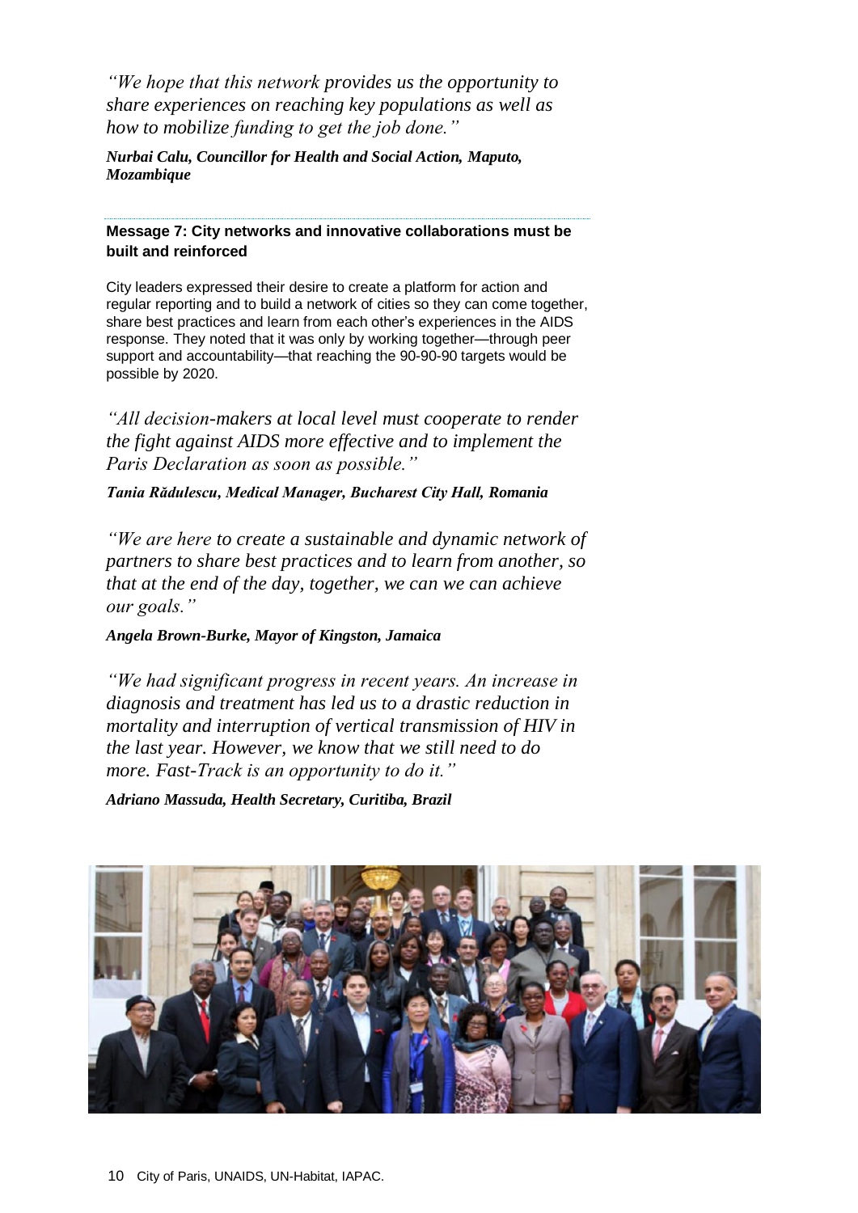*“We hope that this network provides us the opportunity to share experiences on reaching key populations as well as how to mobilize funding to get the job done.”*

***Nurbai Calu, Councillor for Health and Social Action, Maputo, Mozambique***

**Message 7: City networks and innovative collaborations must be built and reinforced**

City leaders expressed their desire to create a platform for action and regular reporting and to build a network of cities so they can come together, share best practices and learn from each other’s experiences in the AIDS response. They noted that it was only by working together—through peer support and accountability—that reaching the 90-90-90 targets would be possible by 2020.

*“All decision-makers at local level must cooperate to render the fight against AIDS more effective and to implement the Paris Declaration as soon as possible.”*

***Tania Rădulescu, Medical Manager, Bucharest City Hall, Romania***

*“We are here to create a sustainable and dynamic network of partners to share best practices and to learn from another, so that at the end of the day, together, we can we can achieve our goals.”*

***Angela Brown-Burke, Mayor of Kingston, Jamaica***

*“We had significant progress in recent years. An increase in diagnosis and treatment has led us to a drastic reduction in mortality and interruption of vertical transmission of HIV in the last year. However, we know that we still need to do more. Fast-Track is an opportunity to do it.”*

***Adriano Massuda, Health Secretary, Curitiba, Brazil***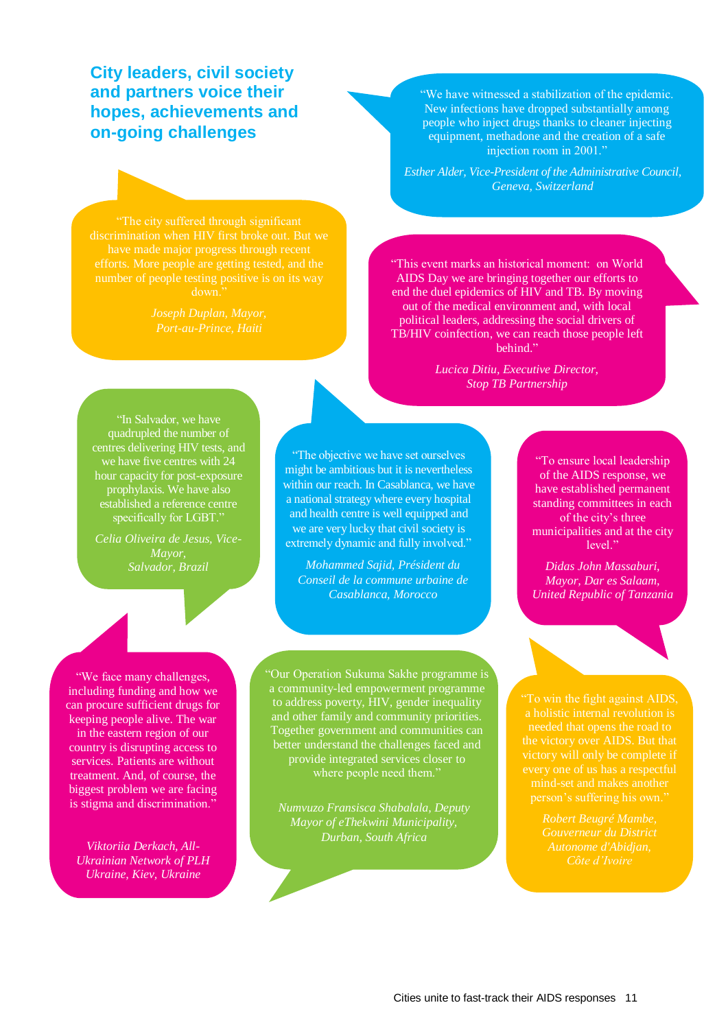## City leaders, civil society and partners voice their hopes, achievements and on-going challenges

"We have witnessed a stabilization of the epidemic. New infections have dropped substantially among people who inject drugs thanks to cleaner injecting equipment, methadone and the creation of a safe injection room in 2001."

*Esther Alder, Vice-President of the Administrative Council, Geneva, Switzerland*

"The city suffered through significant discrimination when HIV first broke out. But we have made major progress through recent efforts. More people are getting tested, and the number of people testing positive is on its way down."

*Joseph Duplan, Mayor, Port-au-Prince, Haiti*

"This event marks an historical moment: on World AIDS Day we are bringing together our efforts to end the duel epidemics of HIV and TB. By moving out of the medical environment and, with local political leaders, addressing the social drivers of TB/HIV coinfection, we can reach those people left behind."

*Lucica Ditiu, Executive Director, Stop TB Partnership*

"In Salvador, we have quadrupled the number of centres delivering HIV tests, and we have five centres with 24 hour capacity for post-exposure prophylaxis. We have also established a reference centre specifically for LGBT."

*Celia Oliveira de Jesus, Vice-Mayor, Salvador, Brazil*

"The objective we have set ourselves might be ambitious but it is nevertheless within our reach. In Casablanca, we have a national strategy where every hospital and health centre is well equipped and we are very lucky that civil society is extremely dynamic and fully involved."

*Mohammed Sajid, Président du Conseil de la commune urbaine de Casablanca, Morocco*

"To ensure local leadership of the AIDS response, we have established permanent standing committees in each of the city's three municipalities and at the city level."

*Didas John Massaburi, Mayor, Dar es Salaam, United Republic of Tanzania*

"We face many challenges, including funding and how we can procure sufficient drugs for keeping people alive. The war in the eastern region of our country is disrupting access to services. Patients are without treatment. And, of course, the biggest problem we are facing is stigma and discrimination."

*Viktoriia Derkach, All-Ukrainian Network of PLH Ukraine, Kiev, Ukraine*

"Our Operation Sukuma Sakhe programme is a community-led empowerment programme to address poverty, HIV, gender inequality and other family and community priorities. Together government and communities can better understand the challenges faced and provide integrated services closer to where people need them."

*Numvuzo Fransisca Shabalala, Deputy Mayor of eThekwini Municipality, Durban, South Africa*

"To win the fight against AIDS, a holistic internal revolution is needed that opens the road to the victory over AIDS. But that victory will only be complete if every one of us has a respectful mind-set and makes another person's suffering his own."

*Robert Beugré Mambe, Gouverneur du District Autonome d'Abidjan, Côte d'Ivoire*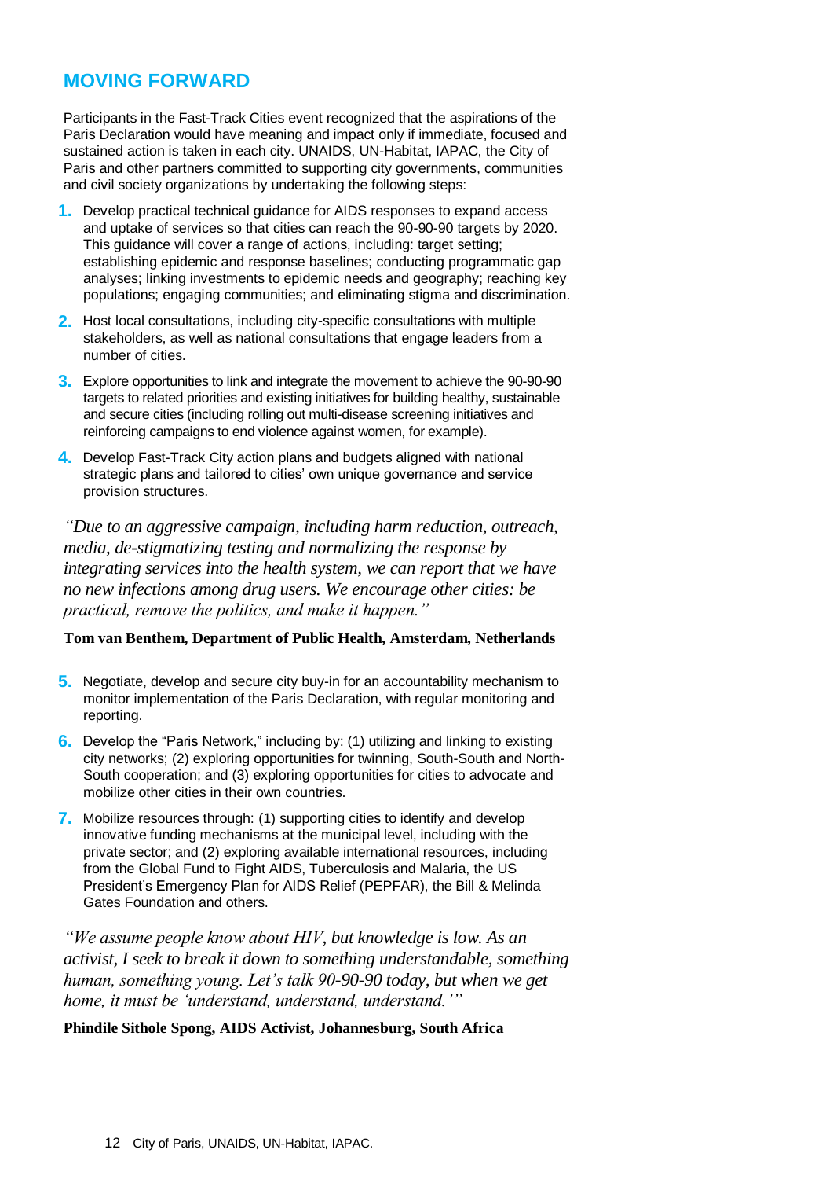## MOVING FORWARD

Participants in the Fast-Track Cities event recognized that the aspirations of the Paris Declaration would have meaning and impact only if immediate, focused and sustained action is taken in each city. UNAIDS, UN-Habitat, IAPAC, the City of Paris and other partners committed to supporting city governments, communities and civil society organizations by undertaking the following steps:

1. Develop practical technical guidance for AIDS responses to expand access and uptake of services so that cities can reach the 90-90-90 targets by 2020. This guidance will cover a range of actions, including: target setting; establishing epidemic and response baselines; conducting programmatic gap analyses; linking investments to epidemic needs and geography; reaching key populations; engaging communities; and eliminating stigma and discrimination.
2. Host local consultations, including city-specific consultations with multiple stakeholders, as well as national consultations that engage leaders from a number of cities.
3. Explore opportunities to link and integrate the movement to achieve the 90-90-90 targets to related priorities and existing initiatives for building healthy, sustainable and secure cities (including rolling out multi-disease screening initiatives and reinforcing campaigns to end violence against women, for example).
4. Develop Fast-Track City action plans and budgets aligned with national strategic plans and tailored to cities' own unique governance and service provision structures.

*"Due to an aggressive campaign, including harm reduction, outreach, media, de-stigmatizing testing and normalizing the response by integrating services into the health system, we can report that we have no new infections among drug users. We encourage other cities: be practical, remove the politics, and make it happen."*

**Tom van Benthem, Department of Public Health, Amsterdam, Netherlands**

5. Negotiate, develop and secure city buy-in for an accountability mechanism to monitor implementation of the Paris Declaration, with regular monitoring and reporting.
6. Develop the "Paris Network," including by: (1) utilizing and linking to existing city networks; (2) exploring opportunities for twinning, South-South and North-South cooperation; and (3) exploring opportunities for cities to advocate and mobilize other cities in their own countries.
7. Mobilize resources through: (1) supporting cities to identify and develop innovative funding mechanisms at the municipal level, including with the private sector; and (2) exploring available international resources, including from the Global Fund to Fight AIDS, Tuberculosis and Malaria, the US President's Emergency Plan for AIDS Relief (PEPFAR), the Bill & Melinda Gates Foundation and others.

*"We assume people know about HIV, but knowledge is low. As an activist, I seek to break it down to something understandable, something human, something young. Let's talk 90-90-90 today, but when we get home, it must be 'understand, understand, understand.'"*

**Phindile Sithole Spong, AIDS Activist, Johannesburg, South Africa**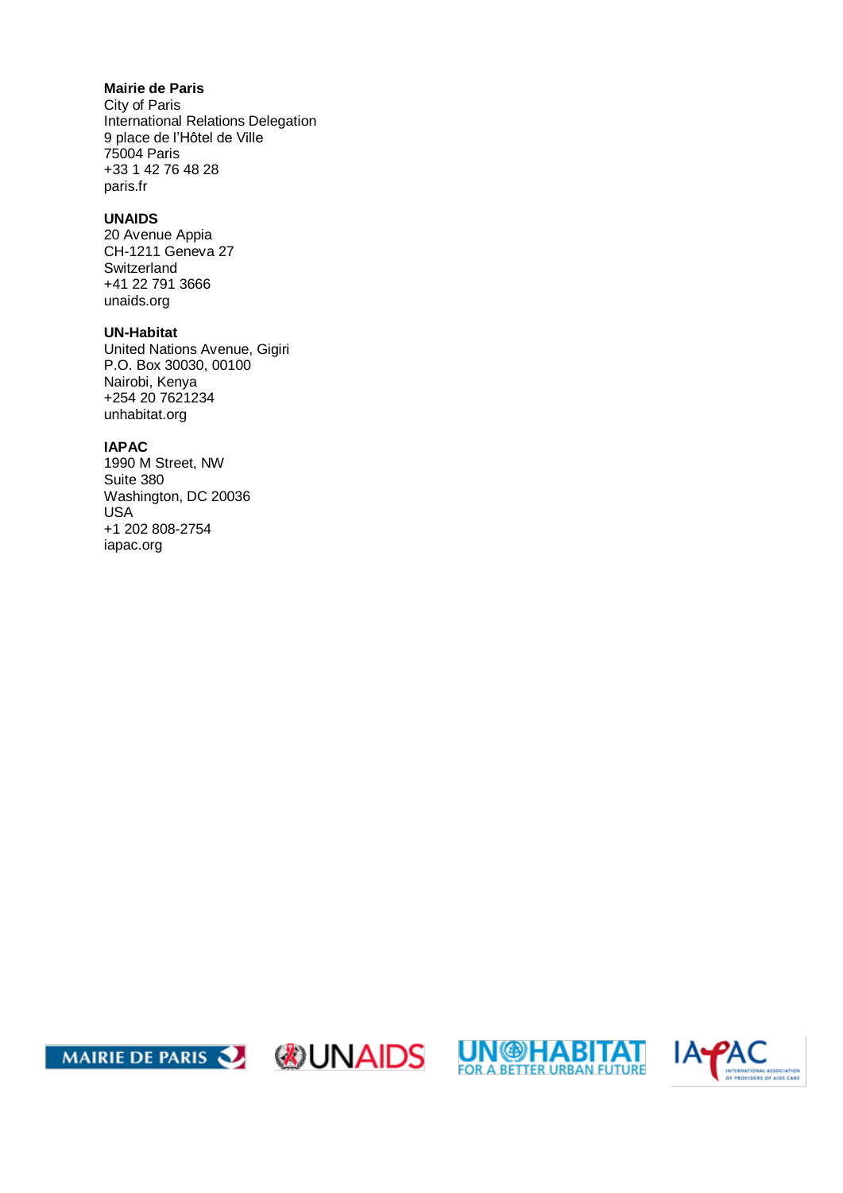**Mairie de Paris**
City of Paris
International Relations Delegation
9 place de l'Hôtel de Ville
75004 Paris
+33 1 42 76 48 28
paris.fr

**UNAIDS**
20 Avenue Appia
CH-1211 Geneva 27
Switzerland
+41 22 791 3666
unaids.org

**UN-Habitat**
United Nations Avenue, Gigiri
P.O. Box 30030, 00100
Nairobi, Kenya
+254 20 7621234
unhabitat.org

**IAPAC**
1990 M Street, NW
Suite 380
Washington, DC 20036
USA
+1 202 808-2754
iapac.org

MAIRIE DE PARIS

UNAIDS

UN HABITAT FOR A BETTER URBAN FUTURE

IAPAC INTERNATIONAL ASSOCIATION OF PROVIDERS OF AIDS CARE